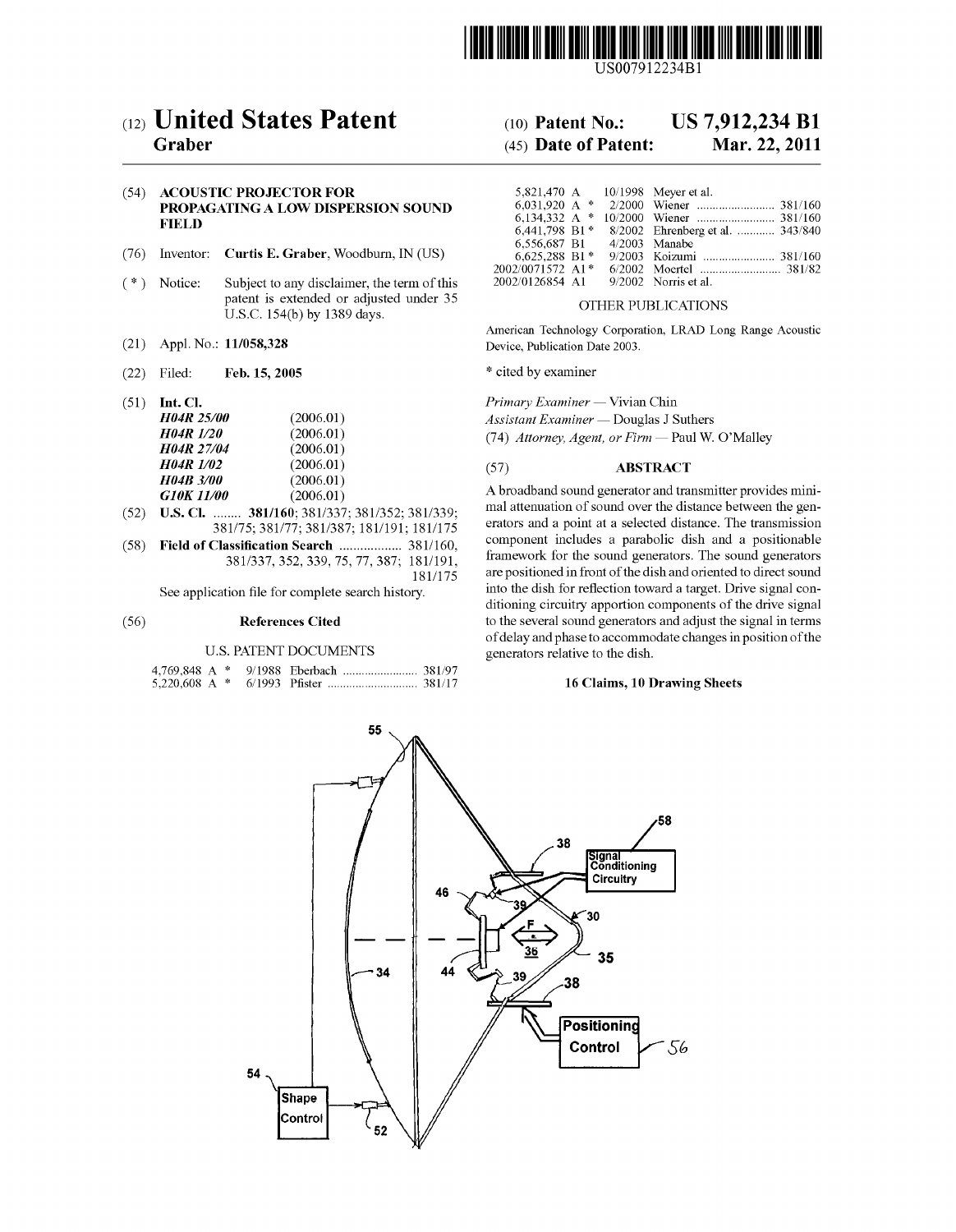US007912234B1

# (12) United States Patent
**Graber**

(10) **Patent No.:** **US 7,912,234 B1**

(45) **Date of Patent:** **Mar. 22, 2011**

(54) **ACOUSTIC PROJECTOR FOR PROPAGATING A LOW DISPERSION SOUND FIELD**

(76) Inventor: **Curtis E. Graber**, Woodburn, IN (US)

( * ) Notice: Subject to any disclaimer, the term of this patent is extended or adjusted under 35 U.S.C. 154(b) by 1389 days.

(21) Appl. No.: **11/058,328**

(22) Filed: **Feb. 15, 2005**

(51) **Int. Cl.**

| | |
|---|---|
| ***H04R 25/00*** | (2006.01) |
| ***H04R 1/20*** | (2006.01) |
| ***H04R 27/04*** | (2006.01) |
| ***H04R 1/02*** | (2006.01) |
| ***H04B 3/00*** | (2006.01) |
| ***G10K 11/00*** | (2006.01) |

(52) **U.S. Cl.** ........ **381/160**; 381/337; 381/352; 381/339; 381/75; 381/77; 381/387; 181/191; 181/175

(58) **Field of Classification Search** .................. 381/160, 381/337, 352, 339, 75, 77, 387; 181/191, 181/175

See application file for complete search history.

(56) **References Cited**

U.S. PATENT DOCUMENTS

| | | | |
|---|---|---|---|
| 4,769,848 A * | 9/1988 | Eberbach | 381/97 |
| 5,220,608 A * | 6/1993 | Pfister | 381/17 |
| 5,821,470 A | 10/1998 | Meyer et al. | |
| 6,031,920 A * | 2/2000 | Wiener | 381/160 |
| 6,134,332 A * | 10/2000 | Wiener | 381/160 |
| 6,441,798 B1 * | 8/2002 | Ehrenberg et al. | 343/840 |
| 6,556,687 B1 | 4/2003 | Manabe | |
| 6,625,288 B1 * | 9/2003 | Koizumi | 381/160 |
| 2002/0071572 A1 * | 6/2002 | Moertel | 381/82 |
| 2002/0126854 A1 | 9/2002 | Norris et al. | |

OTHER PUBLICATIONS

American Technology Corporation, LRAD Long Range Acoustic Device, Publication Date 2003.

\* cited by examiner

*Primary Examiner* — Vivian Chin

*Assistant Examiner* — Douglas J Suthers

(74) *Attorney, Agent, or Firm* — Paul W. O'Malley

(57) **ABSTRACT**

A broadband sound generator and transmitter provides minimal attenuation of sound over the distance between the generators and a point at a selected distance. The transmission component includes a parabolic dish and a positionable framework for the sound generators. The sound generators are positioned in front of the dish and oriented to direct sound into the dish for reflection toward a target. Drive signal conditioning circuitry apportion components of the drive signal to the several sound generators and adjust the signal in terms of delay and phase to accommodate changes in position of the generators relative to the dish.

**16 Claims, 10 Drawing Sheets**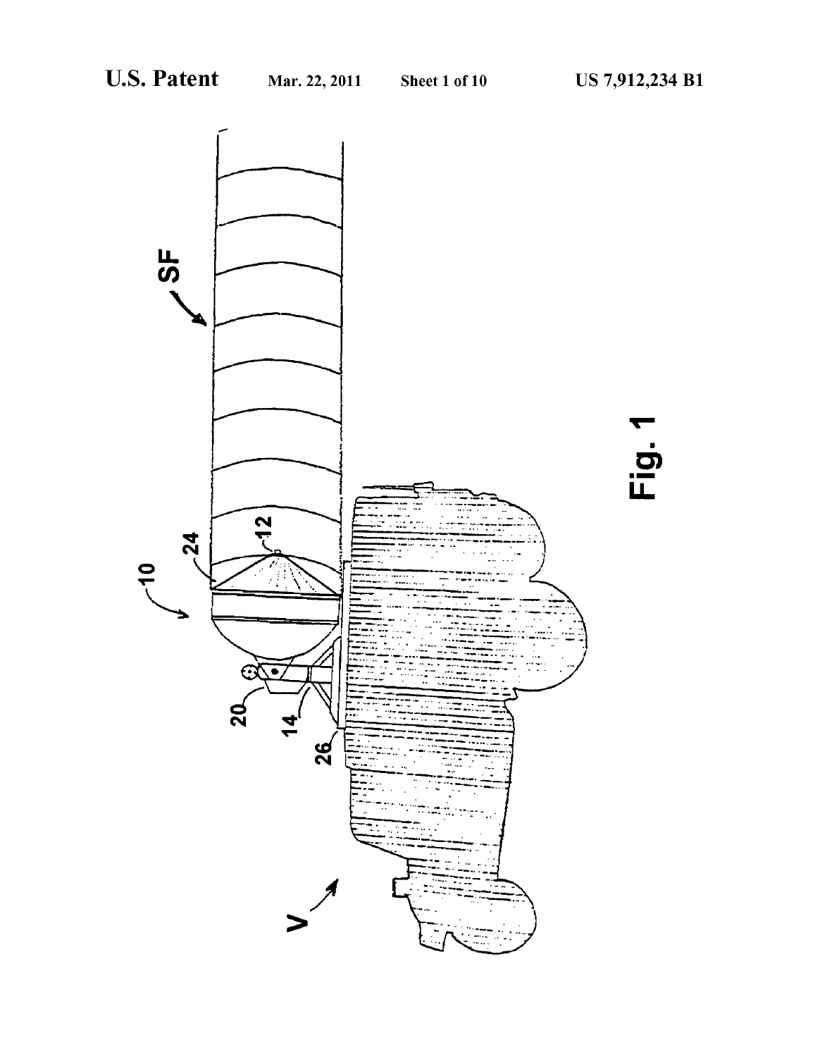Fig. 1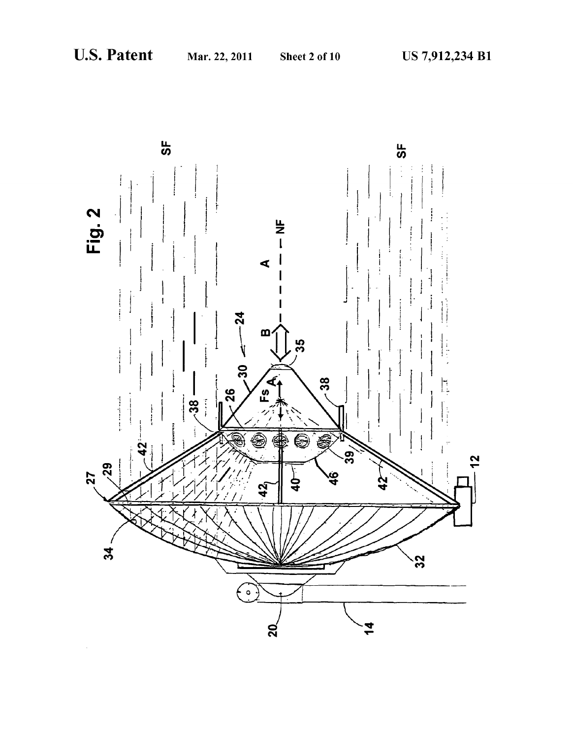Fig. 2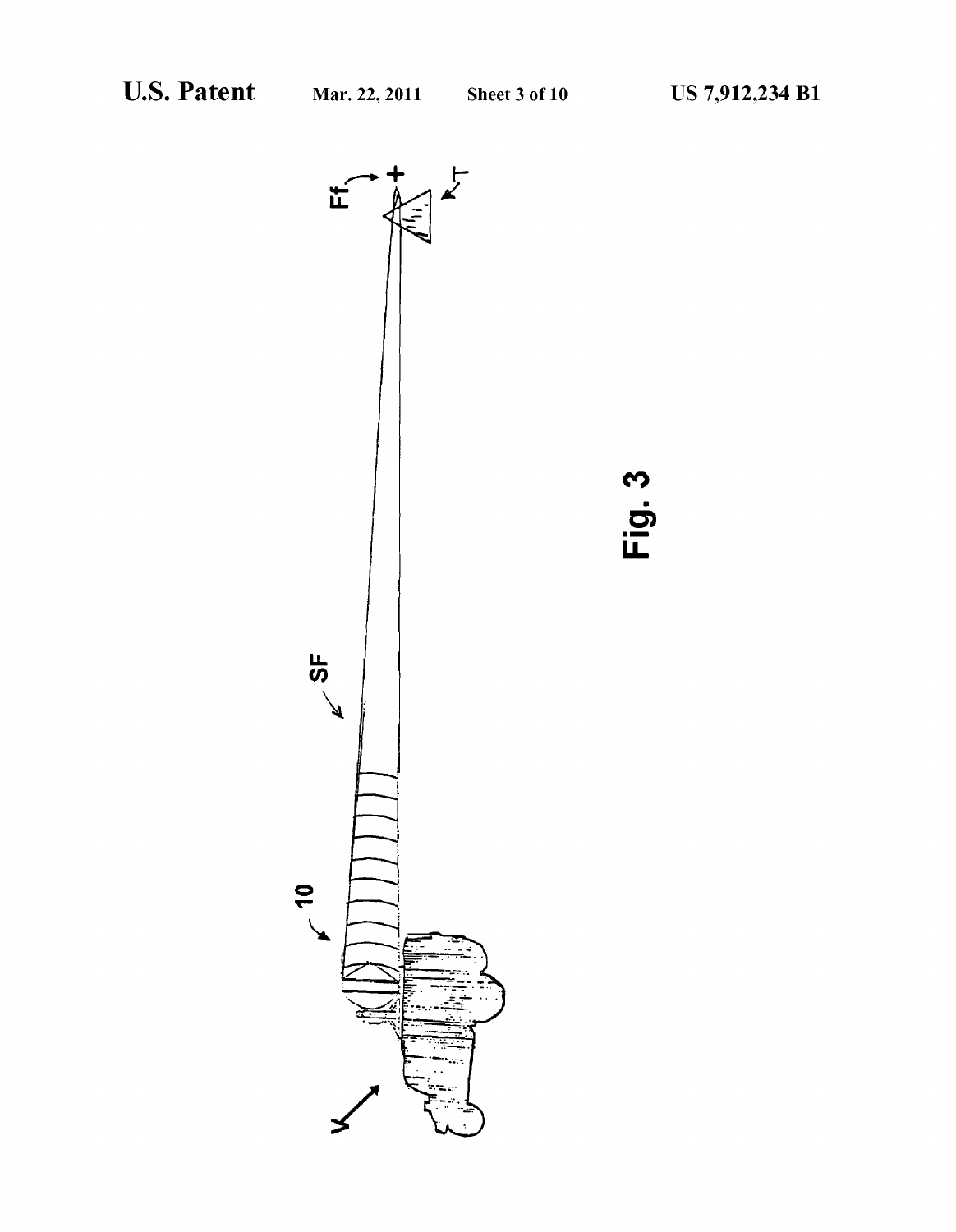Fig. 3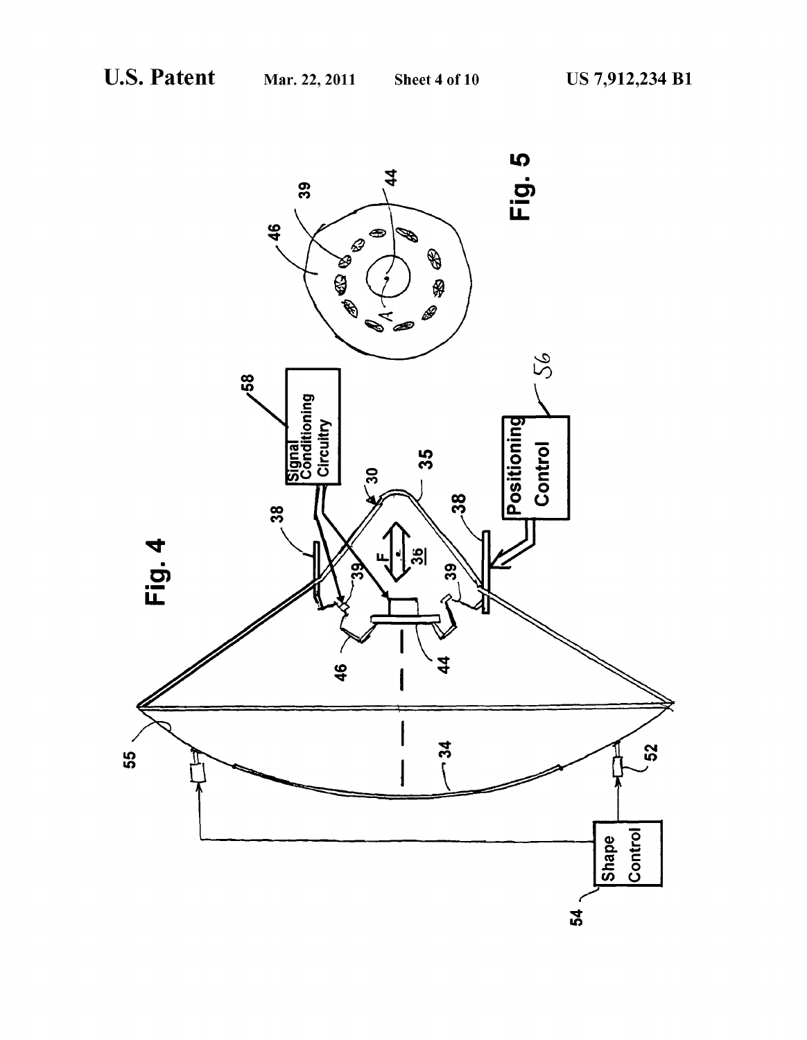Fig. 4

Fig. 5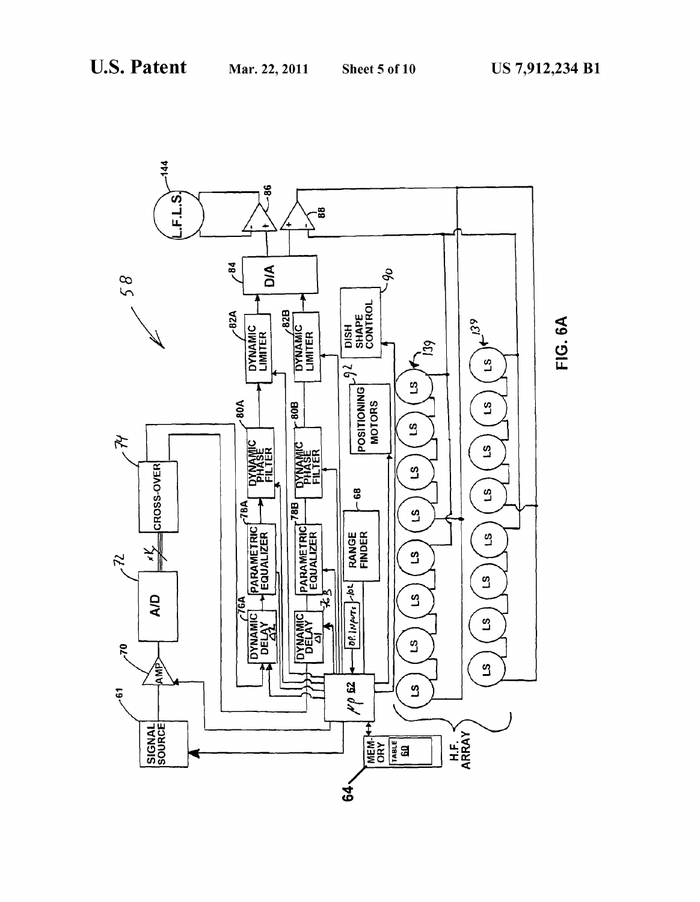58

61 SIGNAL SOURCE

70 AMP

72 A/D

74 CROSS-OVER

76A DYNAMIC DELAY Δ2

78A PARAMETRIC EQUALIZER

80A DYNAMIC PHASE FILTER

82A DYNAMIC LIMITER

76B DYNAMIC DELAY Δ1

78B PARAMETRIC EQUALIZER

80B DYNAMIC PHASE FILTER

82B DYNAMIC LIMITER

84 D/A

86

88

144 L.F.L.S.

62 μP

64 MEMORY TABLE 60

66 OP. INPUTS

68 RANGE FINDER

92 POSITIONING MOTORS

90 DISH SHAPE CONTROL

139 LS LS LS LS LS LS LS LS

139 LS LS LS LS LS LS LS LS

H.F. ARRAY

FIG. 6A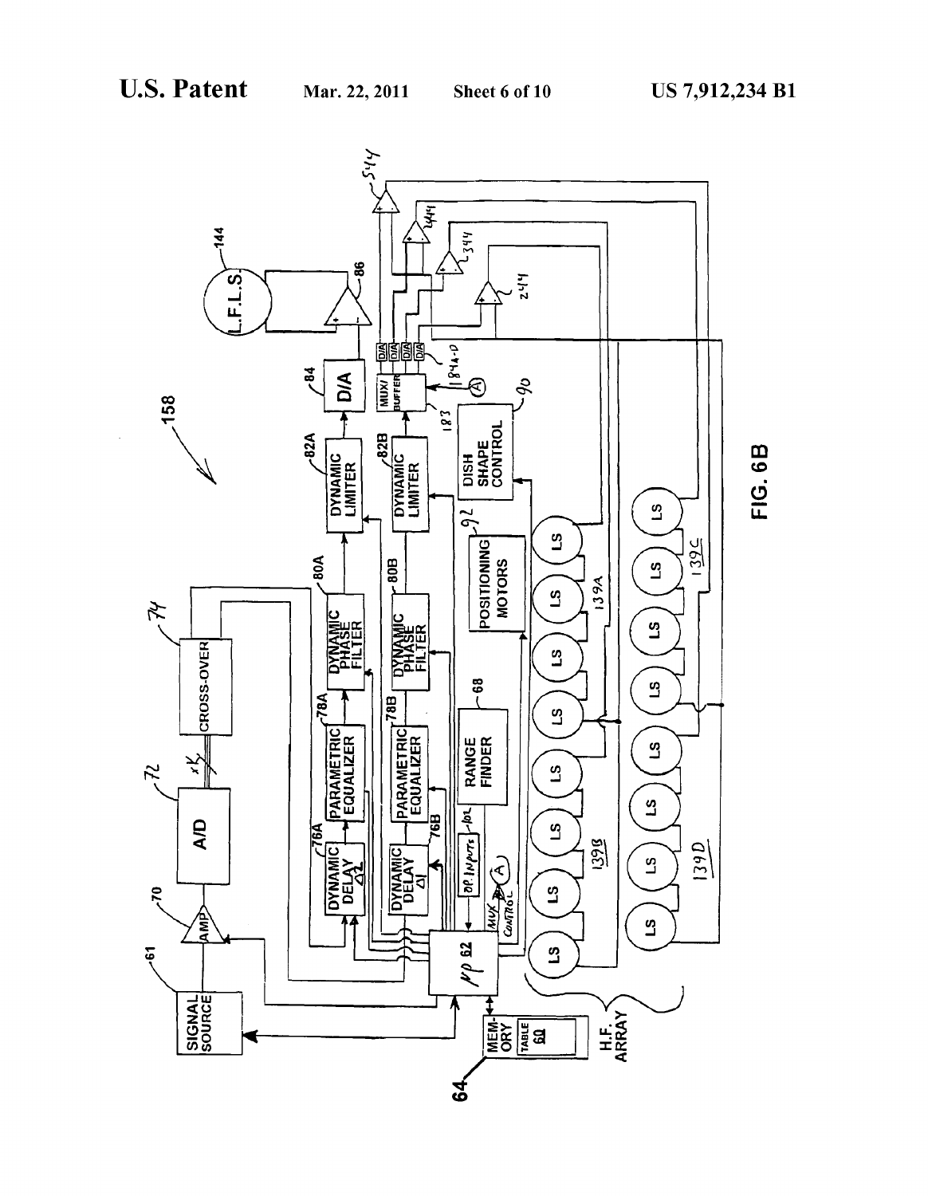**FIG. 6B**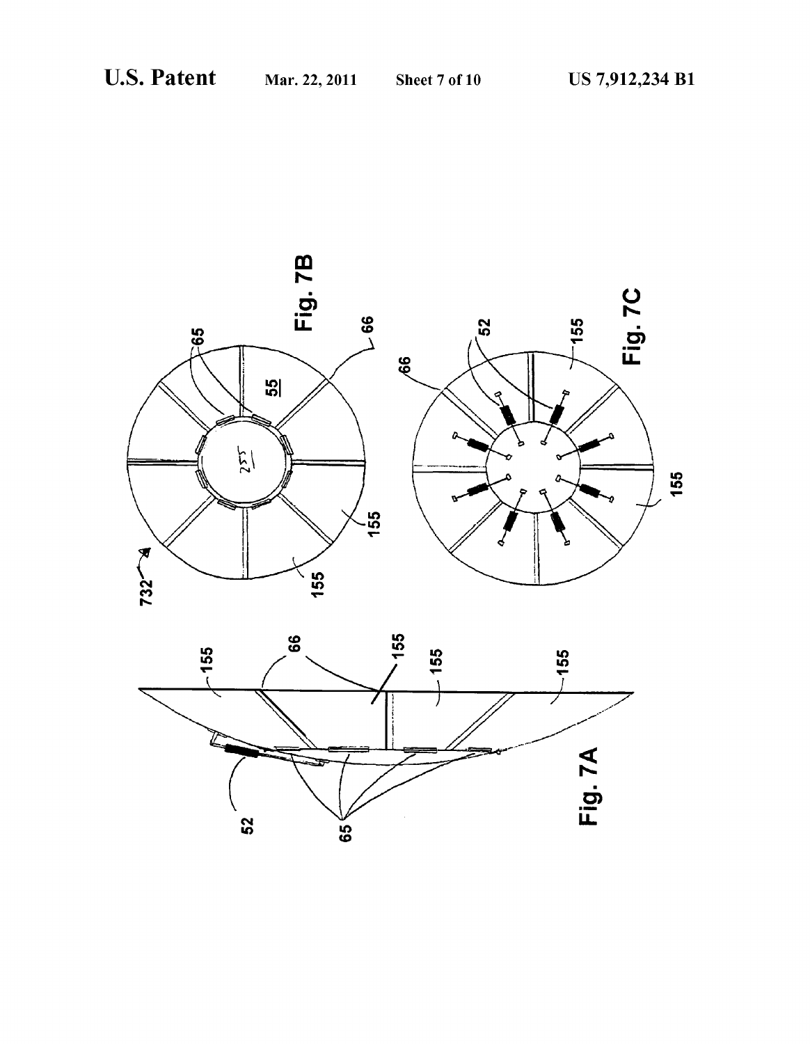Fig. 7A

Fig. 7B

Fig. 7C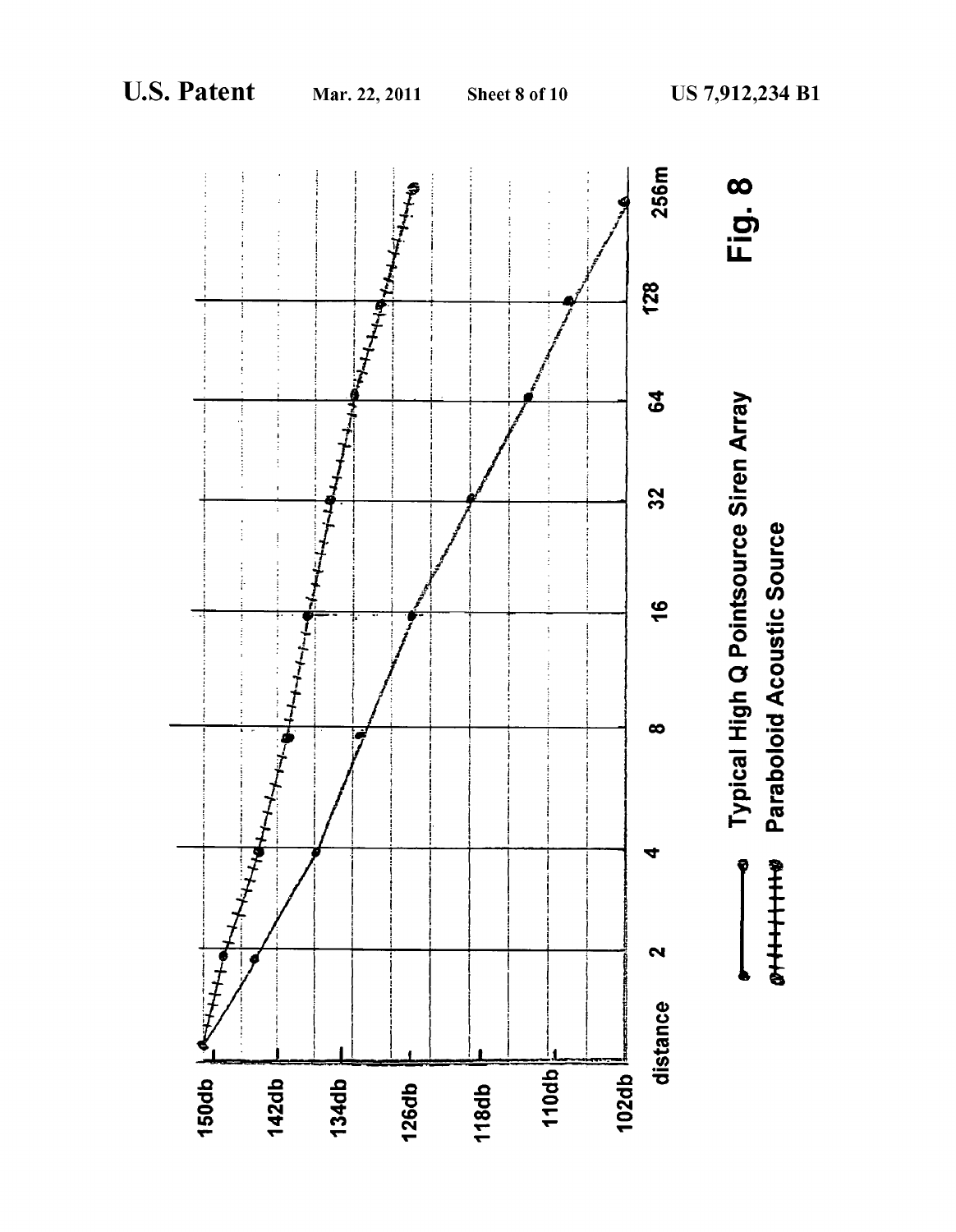150db

142db

134db

126db

118db

110db

102db

distance 2 4 8 16 32 64 128 256m

Typical High Q Pointsource Siren Array

Paraboloid Acoustic Source

Fig. 8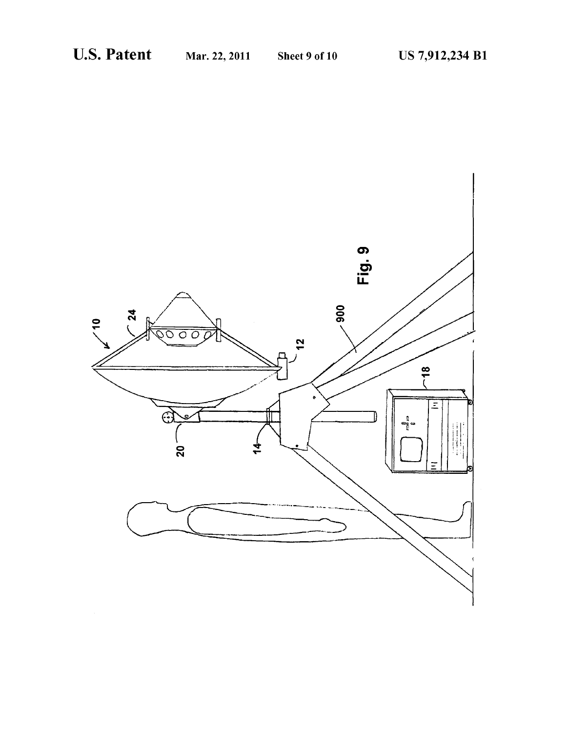Fig. 9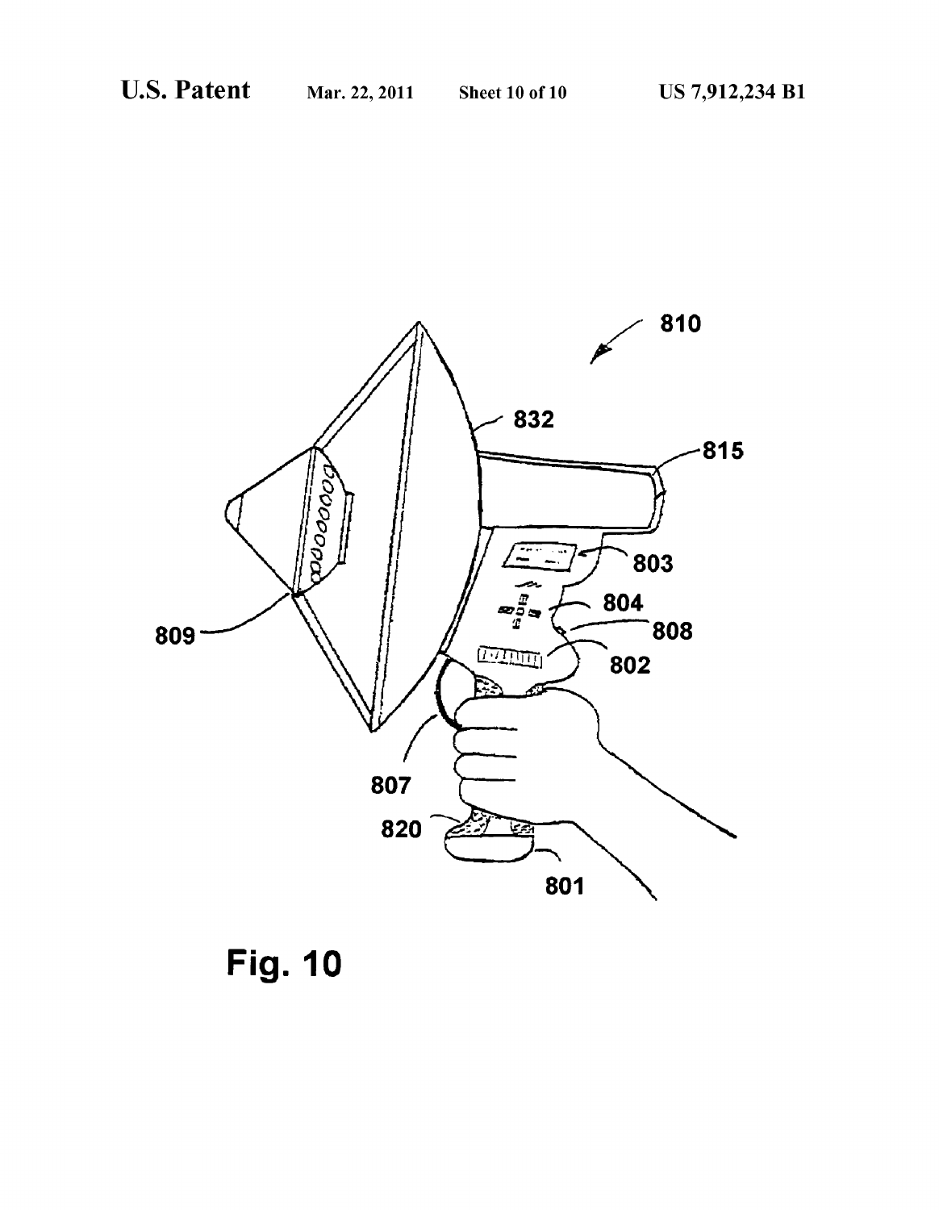Fig. 10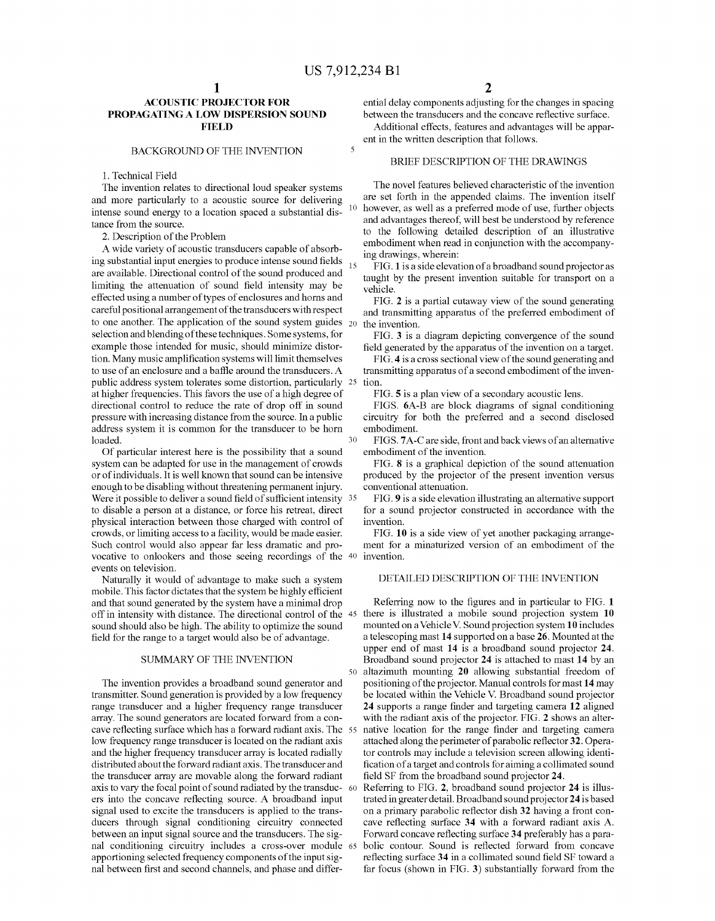# ACOUSTIC PROJECTOR FOR PROPAGATING A LOW DISPERSION SOUND FIELD

## BACKGROUND OF THE INVENTION

### 1. Technical Field

The invention relates to directional loud speaker systems and more particularly to a acoustic source for delivering intense sound energy to a location spaced a substantial distance from the source.

### 2. Description of the Problem

A wide variety of acoustic transducers capable of absorbing substantial input energies to produce intense sound fields are available. Directional control of the sound produced and limiting the attenuation of sound field intensity may be effected using a number of types of enclosures and horns and careful positional arrangement of the transducers with respect to one another. The application of the sound system guides selection and blending of these techniques. Some systems, for example those intended for music, should minimize distortion. Many music amplification systems will limit themselves to use of an enclosure and a baffle around the transducers. A public address system tolerates some distortion, particularly at higher frequencies. This favors the use of a high degree of directional control to reduce the rate of drop off in sound pressure with increasing distance from the source. In a public address system it is common for the transducer to be horn loaded.

Of particular interest here is the possibility that a sound system can be adapted for use in the management of crowds or of individuals. It is well known that sound can be intensive enough to be disabling without threatening permanent injury. Were it possible to deliver a sound field of sufficient intensity to disable a person at a distance, or force his retreat, direct physical interaction between those charged with control of crowds, or limiting access to a facility, would be made easier. Such control would also appear far less dramatic and provocative to onlookers and those seeing recordings of the events on television.

Naturally it would of advantage to make such a system mobile. This factor dictates that the system be highly efficient and that sound generated by the system have a minimal drop off in intensity with distance. The directional control of the sound should also be high. The ability to optimize the sound field for the range to a target would also be of advantage.

## SUMMARY OF THE INVENTION

The invention provides a broadband sound generator and transmitter. Sound generation is provided by a low frequency range transducer and a higher frequency range transducer array. The sound generators are located forward from a concave reflecting surface which has a forward radiant axis. The low frequency range transducer is located on the radiant axis and the higher frequency transducer array is located radially distributed about the forward radiant axis. The transducer and the transducer array are movable along the forward radiant axis to vary the focal point of sound radiated by the transducers into the concave reflecting source. A broadband input signal used to excite the transducers is applied to the transducers through signal conditioning circuitry connected between an input signal source and the transducers. The signal conditioning circuitry includes a cross-over module apportioning selected frequency components of the input signal between first and second channels, and phase and differential delay components adjusting for the changes in spacing between the transducers and the concave reflective surface.

Additional effects, features and advantages will be apparent in the written description that follows.

## BRIEF DESCRIPTION OF THE DRAWINGS

The novel features believed characteristic of the invention are set forth in the appended claims. The invention itself however, as well as a preferred mode of use, further objects and advantages thereof, will best be understood by reference to the following detailed description of an illustrative embodiment when read in conjunction with the accompanying drawings, wherein:

FIG. 1 is a side elevation of a broadband sound projector as taught by the present invention suitable for transport on a vehicle.

FIG. 2 is a partial cutaway view of the sound generating and transmitting apparatus of the preferred embodiment of the invention.

FIG. 3 is a diagram depicting convergence of the sound field generated by the apparatus of the invention on a target.

FIG. 4 is a cross sectional view of the sound generating and transmitting apparatus of a second embodiment of the invention.

FIG. 5 is a plan view of a secondary acoustic lens.

FIGS. 6A-B are block diagrams of signal conditioning circuitry for both the preferred and a second disclosed embodiment.

FIGS. 7A-C are side, front and back views of an alternative embodiment of the invention.

FIG. 8 is a graphical depiction of the sound attenuation produced by the projector of the present invention versus conventional attenuation.

FIG. 9 is a side elevation illustrating an alternative support for a sound projector constructed in accordance with the invention.

FIG. 10 is a side view of yet another packaging arrangement for a miniaturized version of an embodiment of the invention.

## DETAILED DESCRIPTION OF THE INVENTION

Referring now to the figures and in particular to FIG. 1 there is illustrated a mobile sound projection system **10** mounted on a Vehicle V. Sound projection system **10** includes a telescoping mast **14** supported on a base **26**. Mounted at the upper end of mast **14** is a broadband sound projector **24**. Broadband sound projector **24** is attached to mast **14** by an altazimuth mounting **20** allowing substantial freedom of positioning of the projector. Manual controls for mast **14** may be located within the Vehicle V. Broadband sound projector **24** supports a range finder and targeting camera **12** aligned with the radiant axis of the projector. FIG. 2 shows an alternative location for the range finder and targeting camera attached along the perimeter of parabolic reflector **32**. Operator controls may include a television screen allowing identification of a target and controls for aiming a collimated sound field SF from the broadband sound projector **24**.

Referring to FIG. 2, broadband sound projector **24** is illustrated in greater detail. Broadband sound projector **24** is based on a primary parabolic reflector dish **32** having a front concave reflecting surface **34** with a forward radiant axis A. Forward concave reflecting surface **34** preferably has a parabolic contour. Sound is reflected forward from concave reflecting surface **34** in a collimated sound field SF toward a far focus (shown in FIG. 3) substantially forward from the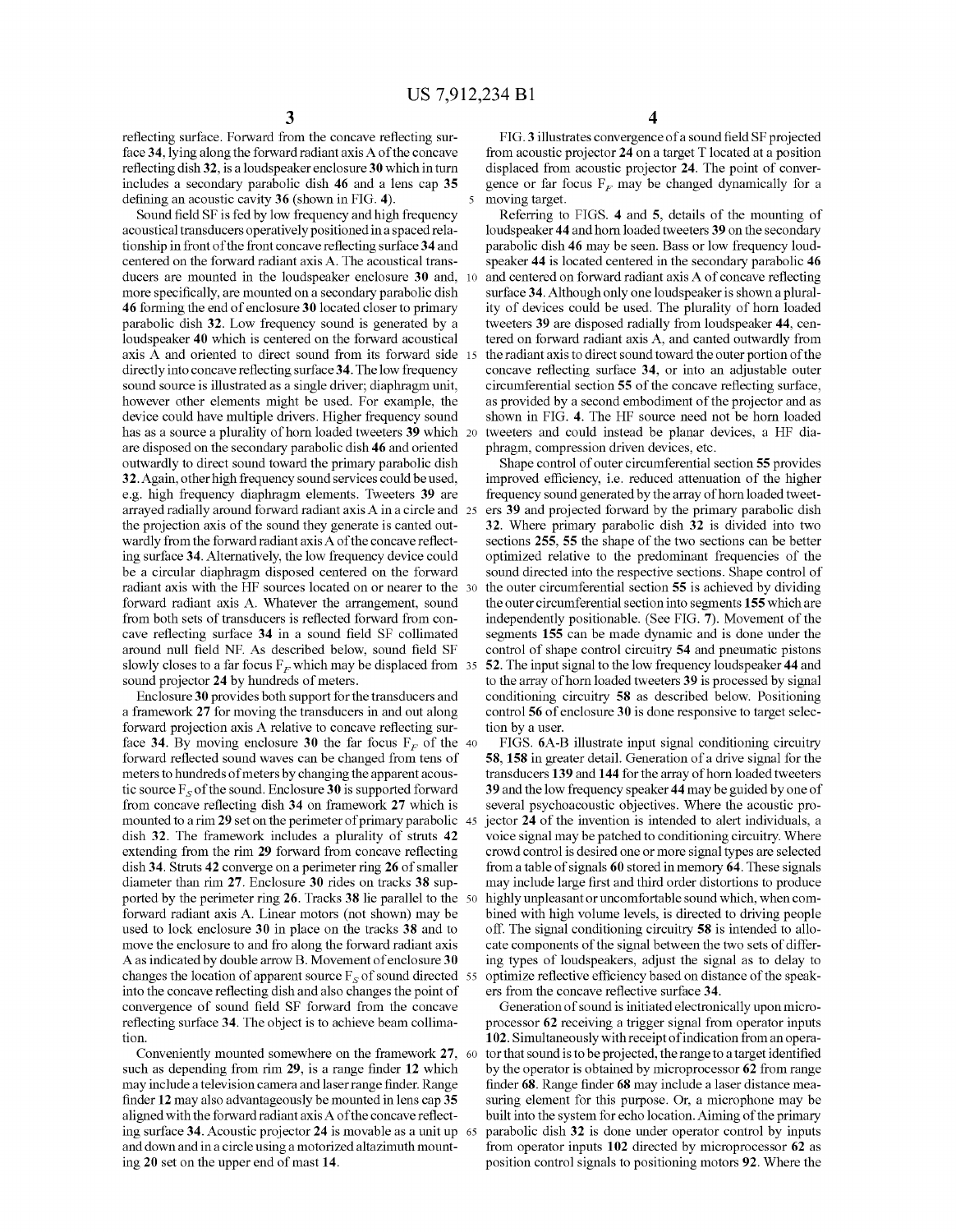reflecting surface. Forward from the concave reflecting surface 34, lying along the forward radiant axis A of the concave reflecting dish 32, is a loudspeaker enclosure 30 which in turn includes a secondary parabolic dish 46 and a lens cap 35 defining an acoustic cavity 36 (shown in FIG. 4).

Sound field SF is fed by low frequency and high frequency acoustical transducers operatively positioned in a spaced relationship in front of the front concave reflecting surface 34 and centered on the forward radiant axis A. The acoustical transducers are mounted in the loudspeaker enclosure 30 and, more specifically, are mounted on a secondary parabolic dish 46 forming the end of enclosure 30 located closer to primary parabolic dish 32. Low frequency sound is generated by a loudspeaker 40 which is centered on the forward acoustical axis A and oriented to direct sound from its forward side directly into concave reflecting surface 34. The low frequency sound source is illustrated as a single driver; diaphragm unit, however other elements might be used. For example, the device could have multiple drivers. Higher frequency sound has as a source a plurality of horn loaded tweeters 39 which are disposed on the secondary parabolic dish 46 and oriented outwardly to direct sound toward the primary parabolic dish 32. Again, other high frequency sound services could be used, e.g. high frequency diaphragm elements. Tweeters 39 are arrayed radially around forward radiant axis A in a circle and the projection axis of the sound they generate is canted outwardly from the forward radiant axis A of the concave reflecting surface 34. Alternatively, the low frequency device could be a circular diaphragm disposed centered on the forward radiant axis with the HF sources located on or nearer to the forward radiant axis A. Whatever the arrangement, sound from both sets of transducers is reflected forward from concave reflecting surface 34 in a sound field SF collimated around null field NF. As described below, sound field SF slowly closes to a far focus $F_F$ which may be displaced from sound projector 24 by hundreds of meters.

Enclosure 30 provides both support for the transducers and a framework 27 for moving the transducers in and out along forward projection axis A relative to concave reflecting surface 34. By moving enclosure 30 the far focus $F_F$ of the forward reflected sound waves can be changed from tens of meters to hundreds of meters by changing the apparent acoustic source $F_S$ of the sound. Enclosure 30 is supported forward from concave reflecting dish 34 on framework 27 which is mounted to a rim 29 set on the perimeter of primary parabolic dish 32. The framework includes a plurality of struts 42 extending from the rim 29 forward from concave reflecting dish 34. Struts 42 converge on a perimeter ring 26 of smaller diameter than rim 27. Enclosure 30 rides on tracks 38 supported by the perimeter ring 26. Tracks 38 lie parallel to the forward radiant axis A. Linear motors (not shown) may be used to lock enclosure 30 in place on the tracks 38 and to move the enclosure to and fro along the forward radiant axis A as indicated by double arrow B. Movement of enclosure 30 changes the location of apparent source $F_S$ of sound directed into the concave reflecting dish and also changes the point of convergence of sound field SF forward from the concave reflecting surface 34. The object is to achieve beam collimation.

Conveniently mounted somewhere on the framework 27, such as depending from rim 29, is a range finder 12 which may include a television camera and laser range finder. Range finder 12 may also advantageously be mounted in lens cap 35 aligned with the forward radiant axis A of the concave reflecting surface 34. Acoustic projector 24 is movable as a unit up and down and in a circle using a motorized altazimuth mounting 20 set on the upper end of mast 14.

FIG. 3 illustrates convergence of a sound field SF projected from acoustic projector 24 on a target T located at a position displaced from acoustic projector 24. The point of convergence or far focus $F_F$ may be changed dynamically for a moving target.

Referring to FIGS. 4 and 5, details of the mounting of loudspeaker 44 and horn loaded tweeters 39 on the secondary parabolic dish 46 may be seen. Bass or low frequency loudspeaker 44 is located centered in the secondary parabolic 46 and centered on forward radiant axis A of concave reflecting surface 34. Although only one loudspeaker is shown a plurality of devices could be used. The plurality of horn loaded tweeters 39 are disposed radially from loudspeaker 44, centered on forward radiant axis A, and canted outwardly from the radiant axis to direct sound toward the outer portion of the concave reflecting surface 34, or into an adjustable outer circumferential section 55 of the concave reflecting surface, as provided by a second embodiment of the projector and as shown in FIG. 4. The HF source need not be horn loaded tweeters and could instead be planar devices, a HF diaphragm, compression driven devices, etc.

Shape control of outer circumferential section 55 provides improved efficiency, i.e. reduced attenuation of the higher frequency sound generated by the array of horn loaded tweeters 39 and projected forward by the primary parabolic dish 32. Where primary parabolic dish 32 is divided into two sections 255, 55 the shape of the two sections can be better optimized relative to the predominant frequencies of the sound directed into the respective sections. Shape control of the outer circumferential section 55 is achieved by dividing the outer circumferential section into segments 155 which are independently positionable. (See FIG. 7). Movement of the segments 155 can be made dynamic and is done under the control of shape control circuitry 54 and pneumatic pistons 52. The input signal to the low frequency loudspeaker 44 and to the array of horn loaded tweeters 39 is processed by signal conditioning circuitry 58 as described below. Positioning control 56 of enclosure 30 is done responsive to target selection by a user.

FIGS. 6A-B illustrate input signal conditioning circuitry 58, 158 in greater detail. Generation of a drive signal for the transducers 139 and 144 for the array of horn loaded tweeters 39 and the low frequency speaker 44 may be guided by one of several psychoacoustic objectives. Where the acoustic projector 24 of the invention is intended to alert individuals, a voice signal may be patched to conditioning circuitry. Where crowd control is desired one or more signal types are selected from a table of signals 60 stored in memory 64. These signals may include large first and third order distortions to produce highly unpleasant or uncomfortable sound which, when combined with high volume levels, is directed to driving people off. The signal conditioning circuitry 58 is intended to allocate components of the signal between the two sets of differing types of loudspeakers, adjust the signal as to delay to optimize reflective efficiency based on distance of the speakers from the concave reflective surface 34.

Generation of sound is initiated electronically upon microprocessor 62 receiving a trigger signal from operator inputs 102. Simultaneously with receipt of indication from an operator that sound is to be projected, the range to a target identified by the operator is obtained by microprocessor 62 from range finder 68. Range finder 68 may include a laser distance measuring element for this purpose. Or, a microphone may be built into the system for echo location. Aiming of the primary parabolic dish 32 is done under operator control by inputs from operator inputs 102 directed by microprocessor 62 as position control signals to positioning motors 92. Where the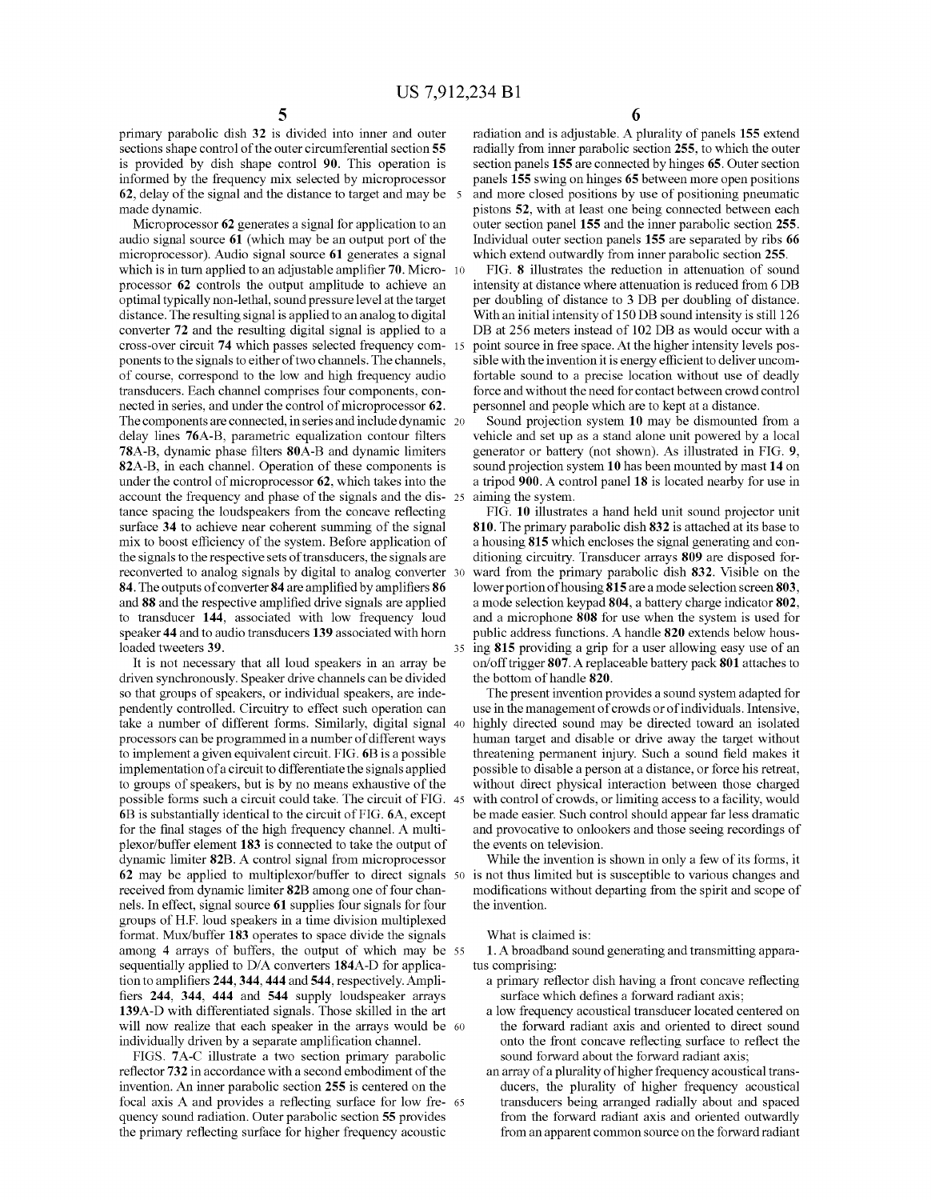primary parabolic dish **32** is divided into inner and outer sections shape control of the outer circumferential section **55** is provided by dish shape control **90**. This operation is informed by the frequency mix selected by microprocessor **62**, delay of the signal and the distance to target and may be made dynamic.

Microprocessor **62** generates a signal for application to an audio signal source **61** (which may be an output port of the microprocessor). Audio signal source **61** generates a signal which is in turn applied to an adjustable amplifier **70**. Microprocessor **62** controls the output amplitude to achieve an optimal typically non-lethal, sound pressure level at the target distance. The resulting signal is applied to an analog to digital converter **72** and the resulting digital signal is applied to a cross-over circuit **74** which passes selected frequency components to the signals to either of two channels. The channels, of course, correspond to the low and high frequency audio transducers. Each channel comprises four components, connected in series, and under the control of microprocessor **62**. The components are connected, in series and include dynamic delay lines **76**A-B, parametric equalization contour filters **78**A-B, dynamic phase filters **80**A-B and dynamic limiters **82**A-B, in each channel. Operation of these components is under the control of microprocessor **62**, which takes into the account the frequency and phase of the signals and the distance spacing the loudspeakers from the concave reflecting surface **34** to achieve near coherent summing of the signal mix to boost efficiency of the system. Before application of the signals to the respective sets of transducers, the signals are reconverted to analog signals by digital to analog converter **84**. The outputs of converter **84** are amplified by amplifiers **86** and **88** and the respective amplified drive signals are applied to transducer **144**, associated with low frequency loud speaker **44** and to audio transducers **139** associated with horn loaded tweeters **39**.

It is not necessary that all loud speakers in an array be driven synchronously. Speaker drive channels can be divided so that groups of speakers, or individual speakers, are independently controlled. Circuitry to effect such operation can take a number of different forms. Similarly, digital signal processors can be programmed in a number of different ways to implement a given equivalent circuit. FIG. **6**B is a possible implementation of a circuit to differentiate the signals applied to groups of speakers, but is by no means exhaustive of the possible forms such a circuit could take. The circuit of FIG. **6**B is substantially identical to the circuit of FIG. **6**A, except for the final stages of the high frequency channel. A multiplexor/buffer element **183** is connected to take the output of dynamic limiter **82**B. A control signal from microprocessor **62** may be applied to multiplexor/buffer to direct signals received from dynamic limiter **82**B among one of four channels. In effect, signal source **61** supplies four signals for four groups of H.F. loud speakers in a time division multiplexed format. Mux/buffer **183** operates to space divide the signals among 4 arrays of buffers, the output of which may be sequentially applied to D/A converters **184**A-D for application to amplifiers **244**, **344**, **444** and **544**, respectively. Amplifiers **244**, **344**, **444** and **544** supply loudspeaker arrays **139**A-D with differentiated signals. Those skilled in the art will now realize that each speaker in the arrays would be individually driven by a separate amplification channel.

FIGS. **7**A-C illustrate a two section primary parabolic reflector **732** in accordance with a second embodiment of the invention. An inner parabolic section **255** is centered on the focal axis A and provides a reflecting surface for low frequency sound radiation. Outer parabolic section **55** provides the primary reflecting surface for higher frequency acoustic radiation and is adjustable. A plurality of panels **155** extend radially from inner parabolic section **255**, to which the outer section panels **155** are connected by hinges **65**. Outer section panels **155** swing on hinges **65** between more open positions and more closed positions by use of positioning pneumatic pistons **52**, with at least one being connected between each outer section panel **155** and the inner parabolic section **255**. Individual outer section panels **155** are separated by ribs **66** which extend outwardly from inner parabolic section **255**.

FIG. **8** illustrates the reduction in attenuation of sound intensity at distance where attenuation is reduced from 6 DB per doubling of distance to 3 DB per doubling of distance. With an initial intensity of 150 DB sound intensity is still 126 DB at 256 meters instead of 102 DB as would occur with a point source in free space. At the higher intensity levels possible with the invention it is energy efficient to deliver uncomfortable sound to a precise location without use of deadly force and without the need for contact between crowd control personnel and people which are to kept at a distance.

Sound projection system **10** may be dismounted from a vehicle and set up as a stand alone unit powered by a local generator or battery (not shown). As illustrated in FIG. **9**, sound projection system **10** has been mounted by mast **14** on a tripod **900**. A control panel **18** is located nearby for use in aiming the system.

FIG. **10** illustrates a hand held unit sound projector unit **810**. The primary parabolic dish **832** is attached at its base to a housing **815** which encloses the signal generating and conditioning circuitry. Transducer arrays **809** are disposed forward from the primary parabolic dish **832**. Visible on the lower portion of housing **815** are a mode selection screen **803**, a mode selection keypad **804**, a battery charge indicator **802**, and a microphone **808** for use when the system is used for public address functions. A handle **820** extends below housing **815** providing a grip for a user allowing easy use of an on/off trigger **807**. A replaceable battery pack **801** attaches to the bottom of handle **820**.

The present invention provides a sound system adapted for use in the management of crowds or of individuals. Intensive, highly directed sound may be directed toward an isolated human target and disable or drive away the target without threatening permanent injury. Such a sound field makes it possible to disable a person at a distance, or force his retreat, without direct physical interaction between those charged with control of crowds, or limiting access to a facility, would be made easier. Such control should appear far less dramatic and provocative to onlookers and those seeing recordings of the events on television.

While the invention is shown in only a few of its forms, it is not thus limited but is susceptible to various changes and modifications without departing from the spirit and scope of the invention.

What is claimed is:

1. A broadband sound generating and transmitting apparatus comprising:
   - a primary reflector dish having a front concave reflecting surface which defines a forward radiant axis;
   - a low frequency acoustical transducer located centered on the forward radiant axis and oriented to direct sound onto the front concave reflecting surface to reflect the sound forward about the forward radiant axis;
   - an array of a plurality of higher frequency acoustical transducers, the plurality of higher frequency acoustical transducers being arranged radially about and spaced from the forward radiant axis and oriented outwardly from an apparent common source on the forward radiant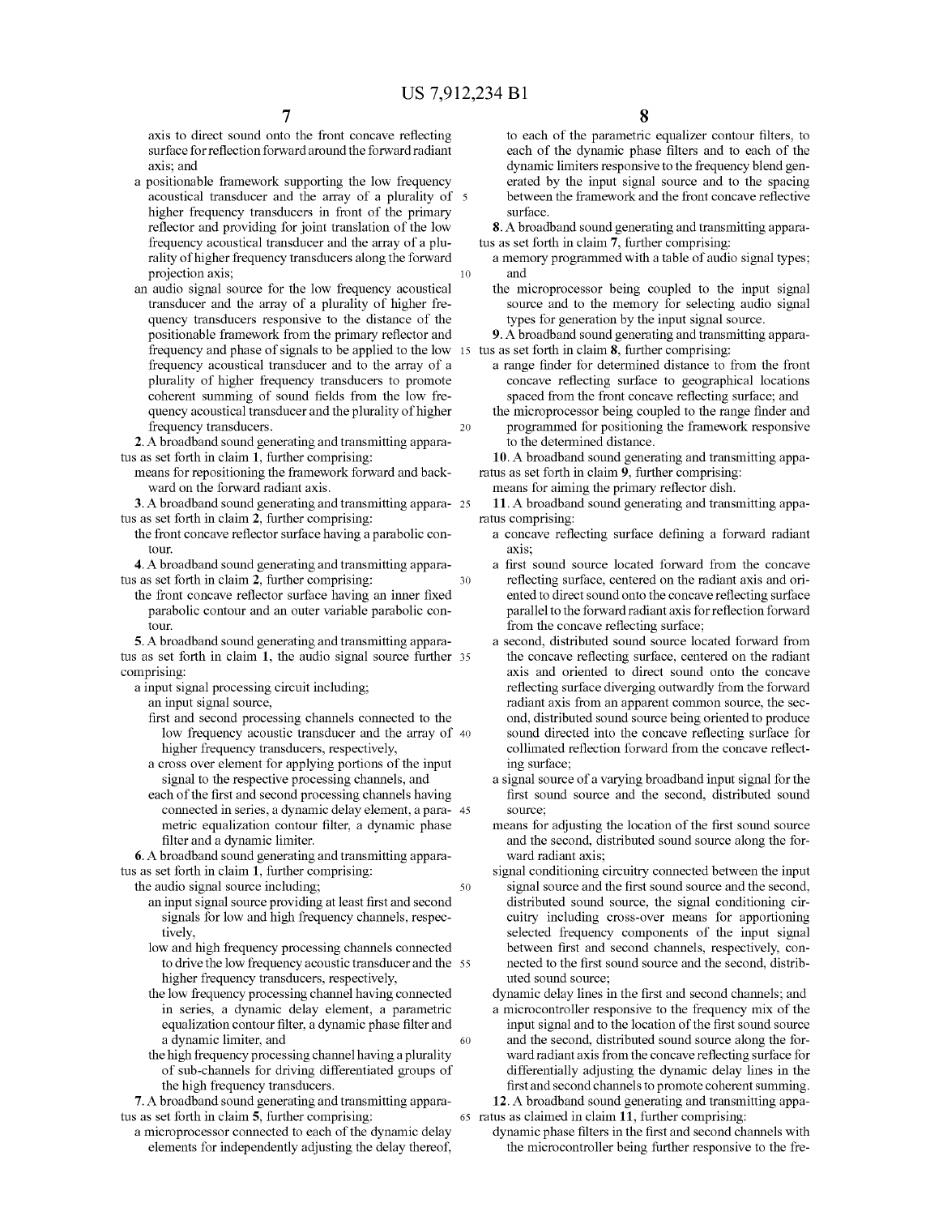axis to direct sound onto the front concave reflecting surface for reflection forward around the forward radiant axis; and

a positionable framework supporting the low frequency acoustical transducer and the array of a plurality of higher frequency transducers in front of the primary reflector and providing for joint translation of the low frequency acoustical transducer and the array of a plurality of higher frequency transducers along the forward projection axis;

an audio signal source for the low frequency acoustical transducer and the array of a plurality of higher frequency transducers responsive to the distance of the positionable framework from the primary reflector and frequency and phase of signals to be applied to the low frequency acoustical transducer and to the array of a plurality of higher frequency transducers to promote coherent summing of sound fields from the low frequency acoustical transducer and the plurality of higher frequency transducers.

**2**. A broadband sound generating and transmitting apparatus as set forth in claim **1**, further comprising:

means for repositioning the framework forward and backward on the forward radiant axis.

**3**. A broadband sound generating and transmitting apparatus as set forth in claim **2**, further comprising:

the front concave reflector surface having a parabolic contour.

**4**. A broadband sound generating and transmitting apparatus as set forth in claim **2**, further comprising:

the front concave reflector surface having an inner fixed parabolic contour and an outer variable parabolic contour.

**5**. A broadband sound generating and transmitting apparatus as set forth in claim **1**, the audio signal source further comprising:

a input signal processing circuit including;

an input signal source,

first and second processing channels connected to the low frequency acoustic transducer and the array of higher frequency transducers, respectively,

a cross over element for applying portions of the input signal to the respective processing channels, and

each of the first and second processing channels having connected in series, a dynamic delay element, a parametric equalization contour filter, a dynamic phase filter and a dynamic limiter.

**6**. A broadband sound generating and transmitting apparatus as set forth in claim **1**, further comprising:

the audio signal source including;

an input signal source providing at least first and second signals for low and high frequency channels, respectively,

low and high frequency processing channels connected to drive the low frequency acoustic transducer and the higher frequency transducers, respectively,

the low frequency processing channel having connected in series, a dynamic delay element, a parametric equalization contour filter, a dynamic phase filter and a dynamic limiter, and

the high frequency processing channel having a plurality of sub-channels for driving differentiated groups of the high frequency transducers.

**7**. A broadband sound generating and transmitting apparatus as set forth in claim **5**, further comprising:

a microprocessor connected to each of the dynamic delay elements for independently adjusting the delay thereof, to each of the parametric equalizer contour filters, to each of the dynamic phase filters and to each of the dynamic limiters responsive to the frequency blend generated by the input signal source and to the spacing between the framework and the front concave reflective surface.

**8**. A broadband sound generating and transmitting apparatus as set forth in claim **7**, further comprising:

a memory programmed with a table of audio signal types; and

the microprocessor being coupled to the input signal source and to the memory for selecting audio signal types for generation by the input signal source.

**9**. A broadband sound generating and transmitting apparatus as set forth in claim **8**, further comprising:

a range finder for determined distance to from the front concave reflecting surface to geographical locations spaced from the front concave reflecting surface; and

the microprocessor being coupled to the range finder and programmed for positioning the framework responsive to the determined distance.

**10**. A broadband sound generating and transmitting apparatus as set forth in claim **9**, further comprising:

means for aiming the primary reflector dish.

**11**. A broadband sound generating and transmitting apparatus comprising:

a concave reflecting surface defining a forward radiant axis;

a first sound source located forward from the concave reflecting surface, centered on the radiant axis and oriented to direct sound onto the concave reflecting surface parallel to the forward radiant axis for reflection forward from the concave reflecting surface;

a second, distributed sound source located forward from the concave reflecting surface, centered on the radiant axis and oriented to direct sound onto the concave reflecting surface diverging outwardly from the forward radiant axis from an apparent common source, the second, distributed sound source being oriented to produce sound directed into the concave reflecting surface for collimated reflection forward from the concave reflecting surface;

a signal source of a varying broadband input signal for the first sound source and the second, distributed sound source;

means for adjusting the location of the first sound source and the second, distributed sound source along the forward radiant axis;

signal conditioning circuitry connected between the input signal source and the first sound source and the second, distributed sound source, the signal conditioning circuitry including cross-over means for apportioning selected frequency components of the input signal between first and second channels, respectively, connected to the first sound source and the second, distributed sound source;

dynamic delay lines in the first and second channels; and

a microcontroller responsive to the frequency mix of the input signal and to the location of the first sound source and the second, distributed sound source along the forward radiant axis from the concave reflecting surface for differentially adjusting the dynamic delay lines in the first and second channels to promote coherent summing.

**12**. A broadband sound generating and transmitting apparatus as claimed in claim **11**, further comprising:

dynamic phase filters in the first and second channels with the microcontroller being further responsive to the fre-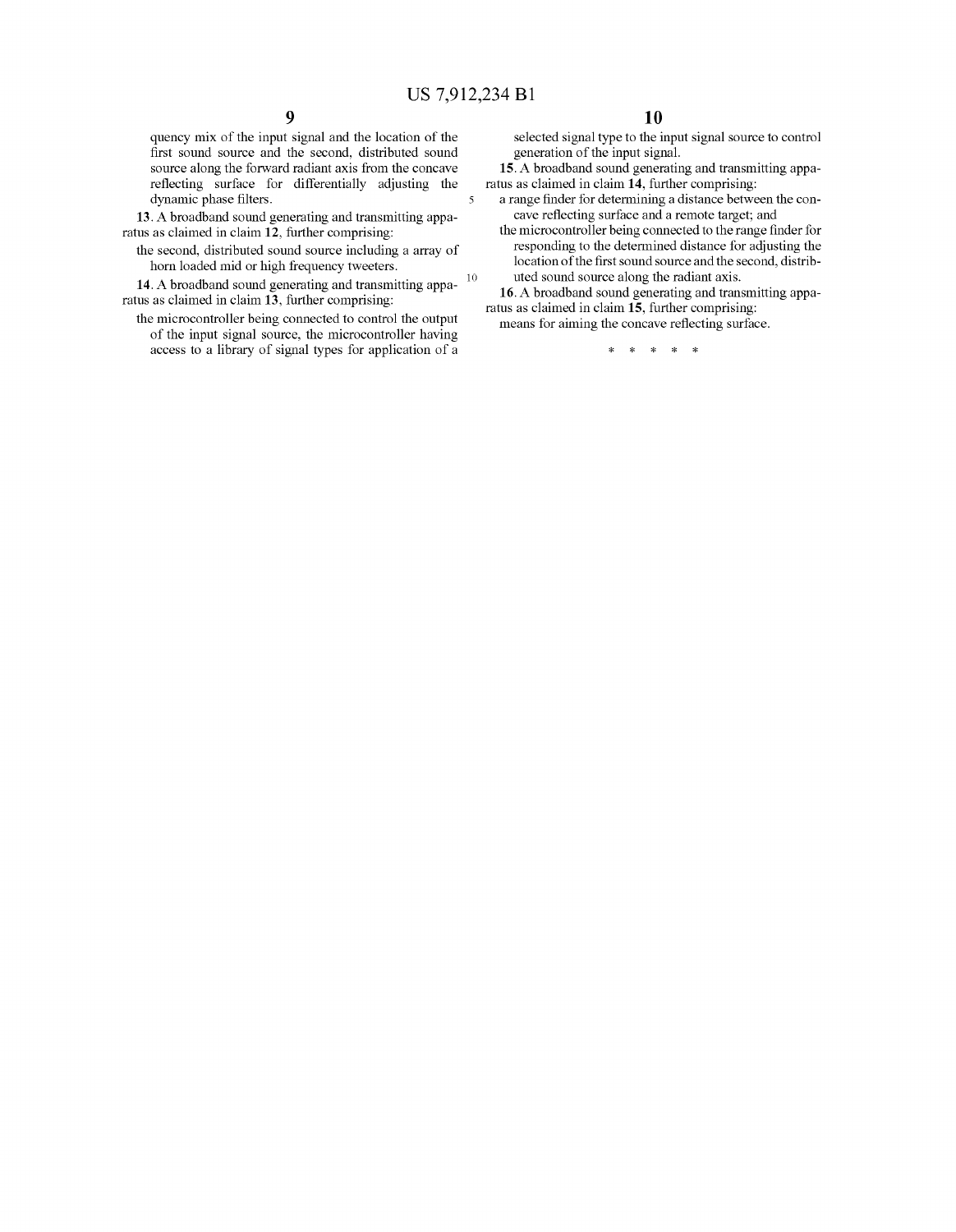quency mix of the input signal and the location of the first sound source and the second, distributed sound source along the forward radiant axis from the concave reflecting surface for differentially adjusting the dynamic phase filters.

**13**. A broadband sound generating and transmitting apparatus as claimed in claim **12**, further comprising:

the second, distributed sound source including a array of horn loaded mid or high frequency tweeters.

**14**. A broadband sound generating and transmitting apparatus as claimed in claim **13**, further comprising:

the microcontroller being connected to control the output of the input signal source, the microcontroller having access to a library of signal types for application of a selected signal type to the input signal source to control generation of the input signal.

**15**. A broadband sound generating and transmitting apparatus as claimed in claim **14**, further comprising:

a range finder for determining a distance between the concave reflecting surface and a remote target; and

the microcontroller being connected to the range finder for responding to the determined distance for adjusting the location of the first sound source and the second, distributed sound source along the radiant axis.

**16**. A broadband sound generating and transmitting apparatus as claimed in claim **15**, further comprising:

means for aiming the concave reflecting surface.

* * * * *